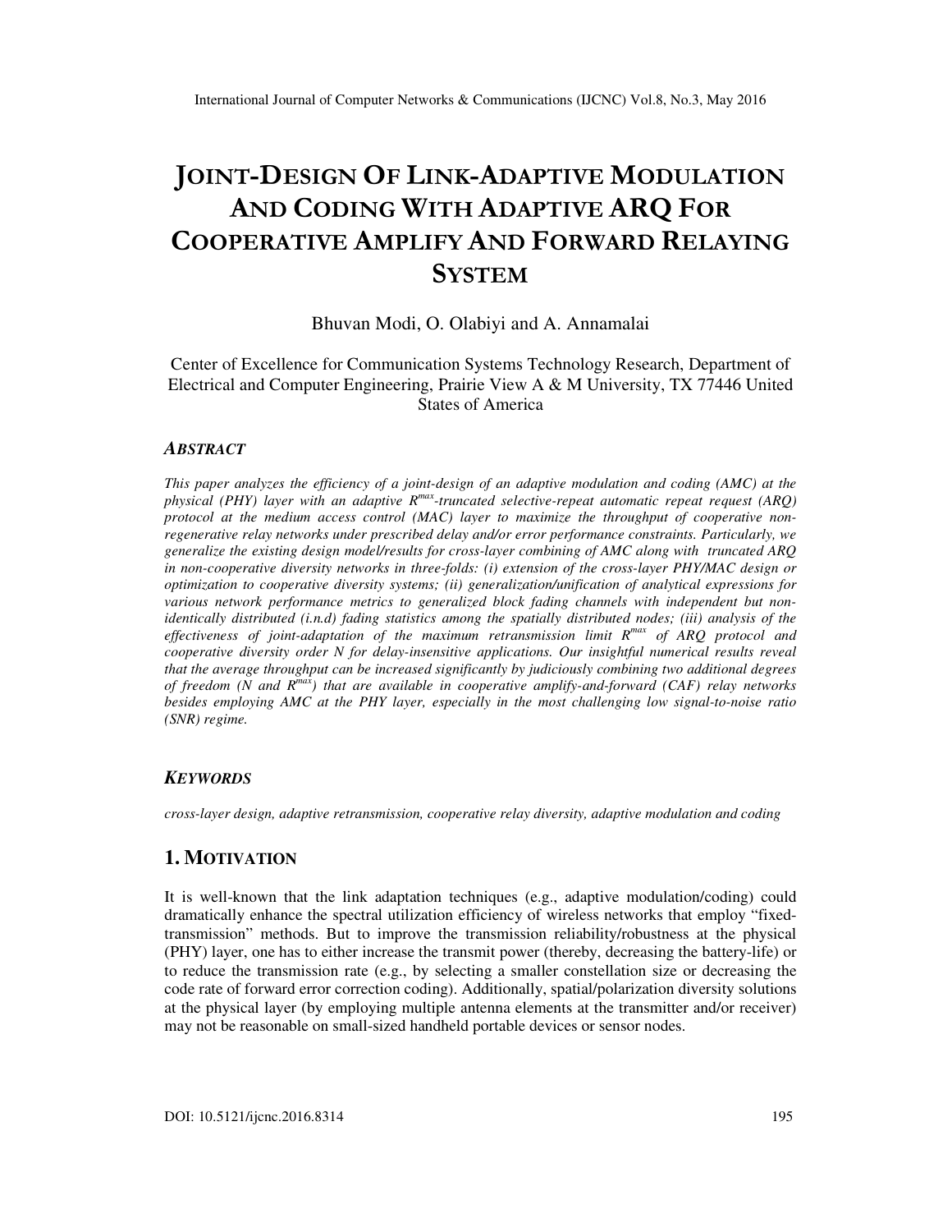# JOINT-DESIGN OF LINK-ADAPTIVE MODULATION AND CODING WITH ADAPTIVE ARQ FOR COOPERATIVE AMPLIFY AND FORWARD RELAYING SYSTEM

Bhuvan Modi, O. Olabiyi and A. Annamalai

Center of Excellence for Communication Systems Technology Research, Department of Electrical and Computer Engineering, Prairie View A & M University, TX 77446 United States of America

### ABSTRACT

*This paper analyzes the efficiency of a joint-design of an adaptive modulation and coding (AMC) at the physical (PHY) layer with an adaptive $R^{max}$-truncated selective-repeat automatic repeat request (ARQ) protocol at the medium access control (MAC) layer to maximize the throughput of cooperative non-regenerative relay networks under prescribed delay and/or error performance constraints. Particularly, we generalize the existing design model/results for cross-layer combining of AMC along with truncated ARQ in non-cooperative diversity networks in three-folds: (i) extension of the cross-layer PHY/MAC design or optimization to cooperative diversity systems; (ii) generalization/unification of analytical expressions for various network performance metrics to generalized block fading channels with independent but non-identically distributed (i.n.d) fading statistics among the spatially distributed nodes; (iii) analysis of the effectiveness of joint-adaptation of the maximum retransmission limit $R^{max}$ of ARQ protocol and cooperative diversity order N for delay-insensitive applications. Our insightful numerical results reveal that the average throughput can be increased significantly by judiciously combining two additional degrees of freedom (N and $R^{max}$) that are available in cooperative amplify-and-forward (CAF) relay networks besides employing AMC at the PHY layer, especially in the most challenging low signal-to-noise ratio (SNR) regime.*

### KEYWORDS

*cross-layer design, adaptive retransmission, cooperative relay diversity, adaptive modulation and coding*

## 1. MOTIVATION

It is well-known that the link adaptation techniques (e.g., adaptive modulation/coding) could dramatically enhance the spectral utilization efficiency of wireless networks that employ "fixed-transmission" methods. But to improve the transmission reliability/robustness at the physical (PHY) layer, one has to either increase the transmit power (thereby, decreasing the battery-life) or to reduce the transmission rate (e.g., by selecting a smaller constellation size or decreasing the code rate of forward error correction coding). Additionally, spatial/polarization diversity solutions at the physical layer (by employing multiple antenna elements at the transmitter and/or receiver) may not be reasonable on small-sized handheld portable devices or sensor nodes.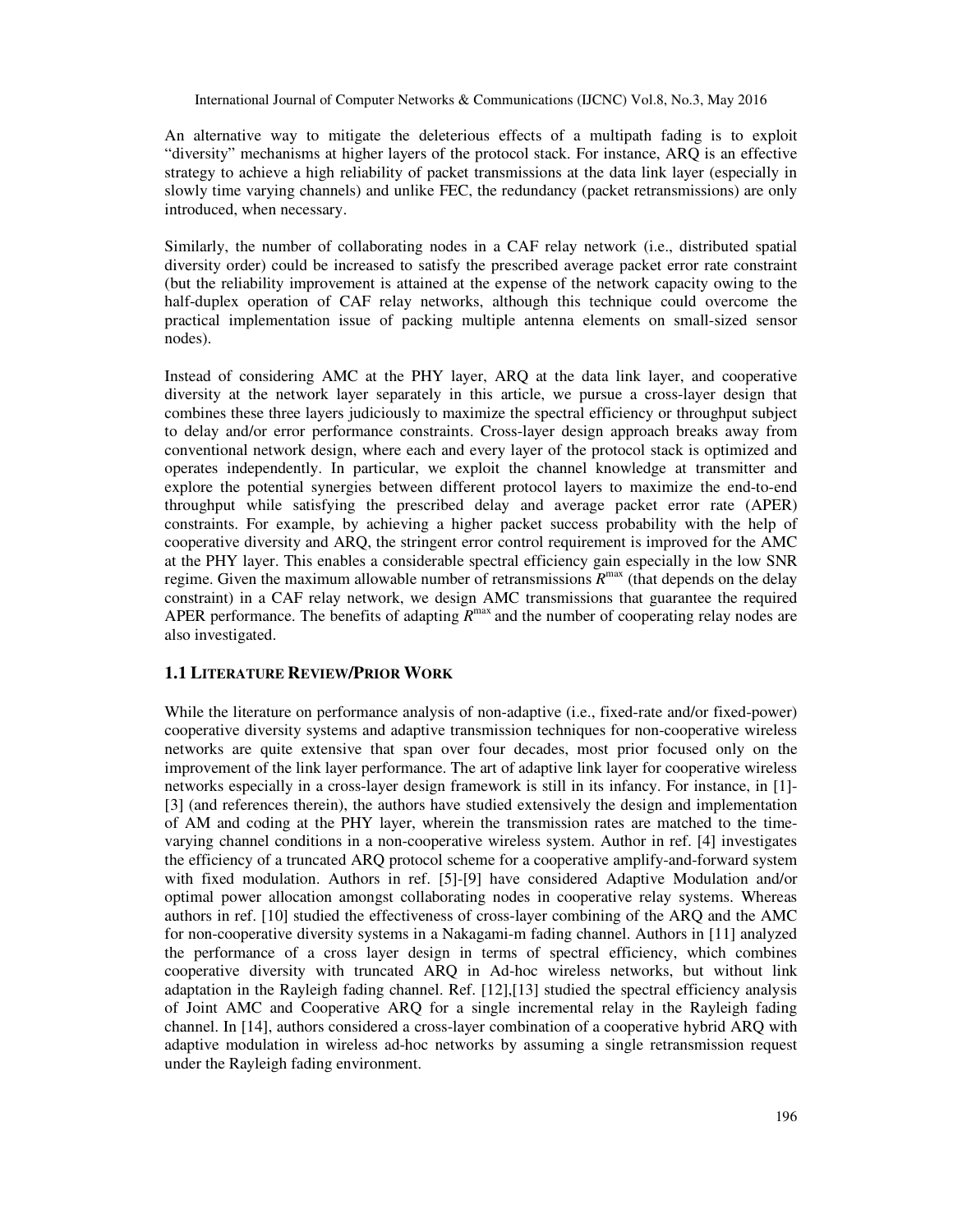An alternative way to mitigate the deleterious effects of a multipath fading is to exploit "diversity" mechanisms at higher layers of the protocol stack. For instance, ARQ is an effective strategy to achieve a high reliability of packet transmissions at the data link layer (especially in slowly time varying channels) and unlike FEC, the redundancy (packet retransmissions) are only introduced, when necessary.

Similarly, the number of collaborating nodes in a CAF relay network (i.e., distributed spatial diversity order) could be increased to satisfy the prescribed average packet error rate constraint (but the reliability improvement is attained at the expense of the network capacity owing to the half-duplex operation of CAF relay networks, although this technique could overcome the practical implementation issue of packing multiple antenna elements on small-sized sensor nodes).

Instead of considering AMC at the PHY layer, ARQ at the data link layer, and cooperative diversity at the network layer separately in this article, we pursue a cross-layer design that combines these three layers judiciously to maximize the spectral efficiency or throughput subject to delay and/or error performance constraints. Cross-layer design approach breaks away from conventional network design, where each and every layer of the protocol stack is optimized and operates independently. In particular, we exploit the channel knowledge at transmitter and explore the potential synergies between different protocol layers to maximize the end-to-end throughput while satisfying the prescribed delay and average packet error rate (APER) constraints. For example, by achieving a higher packet success probability with the help of cooperative diversity and ARQ, the stringent error control requirement is improved for the AMC at the PHY layer. This enables a considerable spectral efficiency gain especially in the low SNR regime. Given the maximum allowable number of retransmissions $R^{\max}$ (that depends on the delay constraint) in a CAF relay network, we design AMC transmissions that guarantee the required APER performance. The benefits of adapting $R^{\max}$ and the number of cooperating relay nodes are also investigated.

## 1.1 Literature Review/Prior Work

While the literature on performance analysis of non-adaptive (i.e., fixed-rate and/or fixed-power) cooperative diversity systems and adaptive transmission techniques for non-cooperative wireless networks are quite extensive that span over four decades, most prior focused only on the improvement of the link layer performance. The art of adaptive link layer for cooperative wireless networks especially in a cross-layer design framework is still in its infancy. For instance, in [1]-[3] (and references therein), the authors have studied extensively the design and implementation of AM and coding at the PHY layer, wherein the transmission rates are matched to the time-varying channel conditions in a non-cooperative wireless system. Author in ref. [4] investigates the efficiency of a truncated ARQ protocol scheme for a cooperative amplify-and-forward system with fixed modulation. Authors in ref. [5]-[9] have considered Adaptive Modulation and/or optimal power allocation amongst collaborating nodes in cooperative relay systems. Whereas authors in ref. [10] studied the effectiveness of cross-layer combining of the ARQ and the AMC for non-cooperative diversity systems in a Nakagami-m fading channel. Authors in [11] analyzed the performance of a cross layer design in terms of spectral efficiency, which combines cooperative diversity with truncated ARQ in Ad-hoc wireless networks, but without link adaptation in the Rayleigh fading channel. Ref. [12],[13] studied the spectral efficiency analysis of Joint AMC and Cooperative ARQ for a single incremental relay in the Rayleigh fading channel. In [14], authors considered a cross-layer combination of a cooperative hybrid ARQ with adaptive modulation in wireless ad-hoc networks by assuming a single retransmission request under the Rayleigh fading environment.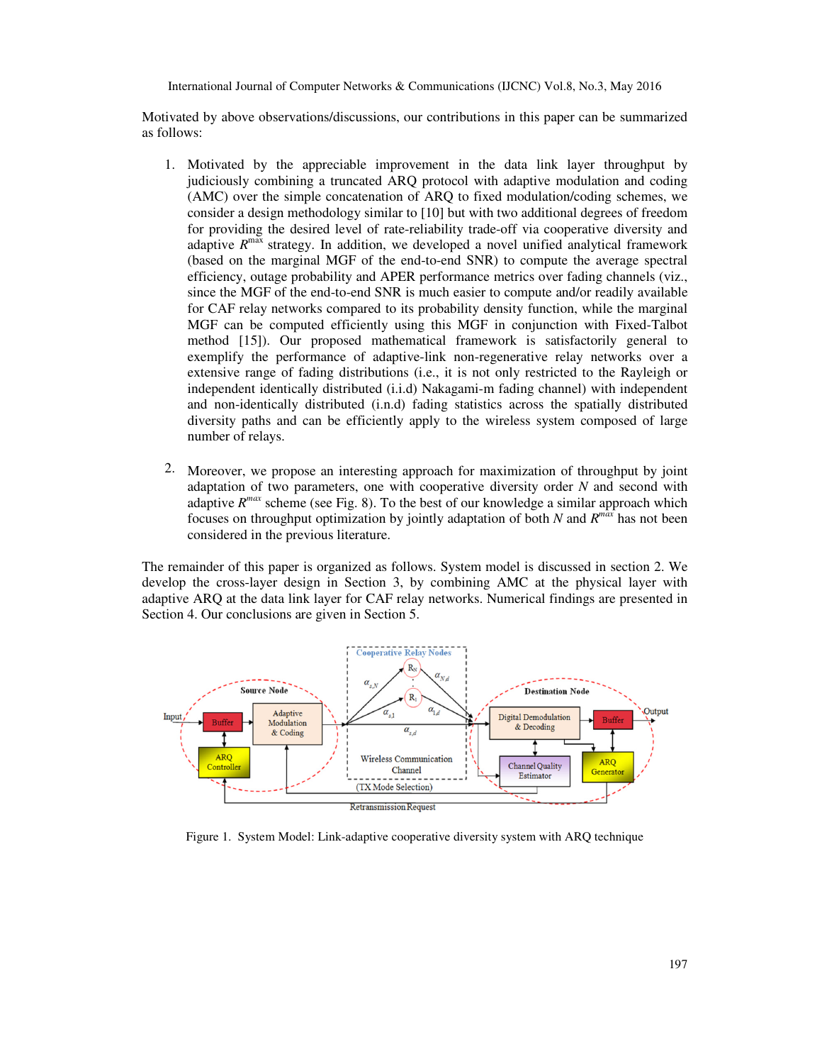Motivated by above observations/discussions, our contributions in this paper can be summarized as follows:

1. Motivated by the appreciable improvement in the data link layer throughput by judiciously combining a truncated ARQ protocol with adaptive modulation and coding (AMC) over the simple concatenation of ARQ to fixed modulation/coding schemes, we consider a design methodology similar to [10] but with two additional degrees of freedom for providing the desired level of rate-reliability trade-off via cooperative diversity and adaptive $R^{\max}$ strategy. In addition, we developed a novel unified analytical framework (based on the marginal MGF of the end-to-end SNR) to compute the average spectral efficiency, outage probability and APER performance metrics over fading channels (viz., since the MGF of the end-to-end SNR is much easier to compute and/or readily available for CAF relay networks compared to its probability density function, while the marginal MGF can be computed efficiently using this MGF in conjunction with Fixed-Talbot method [15]). Our proposed mathematical framework is satisfactorily general to exemplify the performance of adaptive-link non-regenerative relay networks over a extensive range of fading distributions (i.e., it is not only restricted to the Rayleigh or independent identically distributed (i.i.d) Nakagami-m fading channel) with independent and non-identically distributed (i.n.d) fading statistics across the spatially distributed diversity paths and can be efficiently apply to the wireless system composed of large number of relays.

2. Moreover, we propose an interesting approach for maximization of throughput by joint adaptation of two parameters, one with cooperative diversity order $N$ and second with adaptive $R^{max}$ scheme (see Fig. 8). To the best of our knowledge a similar approach which focuses on throughput optimization by jointly adaptation of both $N$ and $R^{max}$ has not been considered in the previous literature.

The remainder of this paper is organized as follows. System model is discussed in section 2. We develop the cross-layer design in Section 3, by combining AMC at the physical layer with adaptive ARQ at the data link layer for CAF relay networks. Numerical findings are presented in Section 4. Our conclusions are given in Section 5.

Cooperative Relay Nodes
$R_N$
$R_1$
$\alpha_{s,N}$
$\alpha_{N,d}$
$\alpha_{s,1}$
$\alpha_{1,d}$
$\alpha_{s,d}$
Source Node
Input
Buffer
Adaptive Modulation & Coding
ARQ Controller
Wireless Communication Channel
(TX Mode Selection)
Destination Node
Digital Demodulation & Decoding
Buffer
Output
Channel Quality Estimator
ARQ Generator
Retransmission Request

Figure 1. System Model: Link-adaptive cooperative diversity system with ARQ technique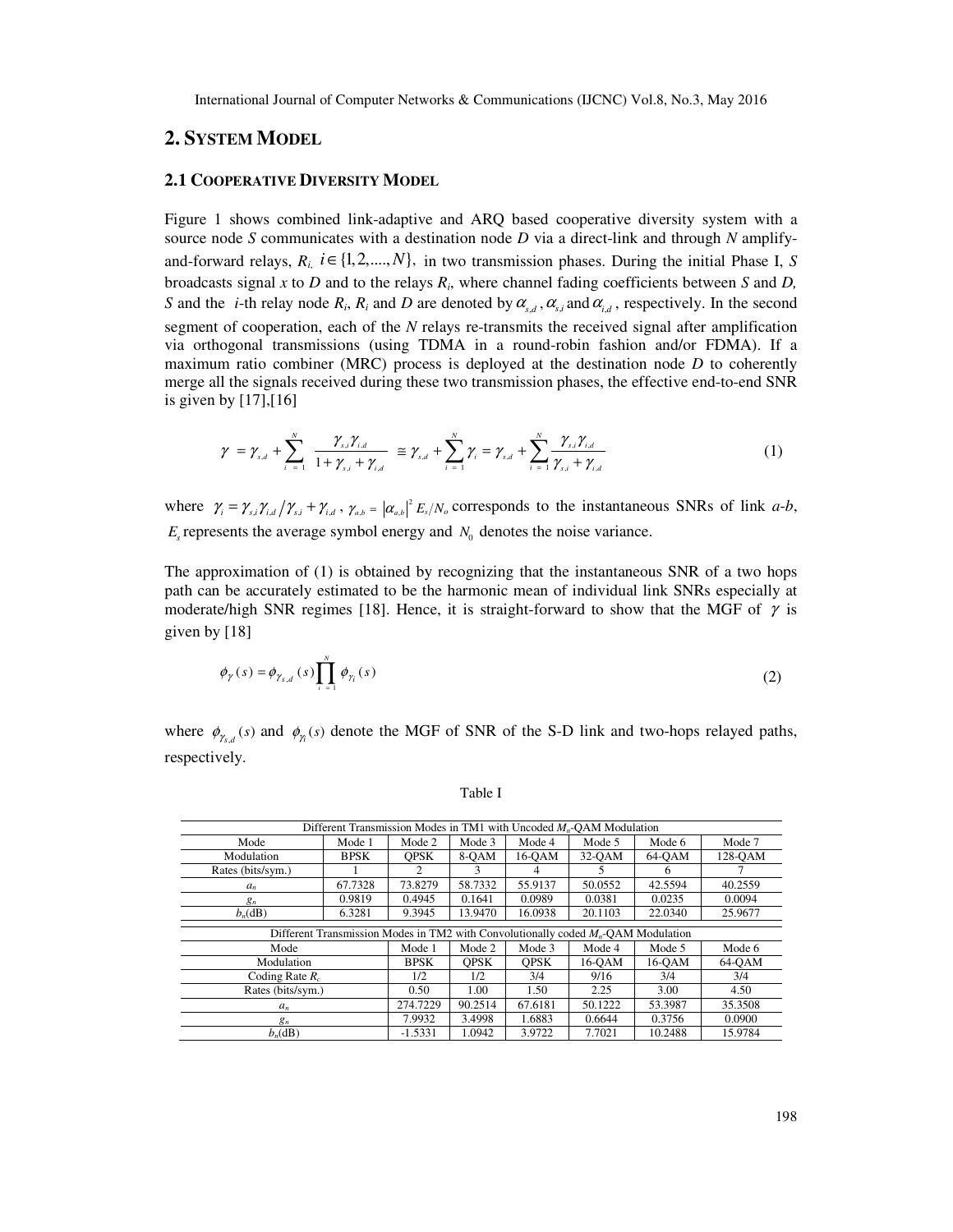## 2. SYSTEM MODEL

### 2.1 COOPERATIVE DIVERSITY MODEL

Figure 1 shows combined link-adaptive and ARQ based cooperative diversity system with a source node *S* communicates with a destination node *D* via a direct-link and through *N* amplify-and-forward relays, $R_{i,}$ $i \in \{1,2,....,N\}$, in two transmission phases. During the initial Phase I, *S* broadcasts signal *x* to *D* and to the relays $R_i$, where channel fading coefficients between *S* and *D*, *S* and the *i*-th relay node $R_i$, $R_i$ and *D* are denoted by $\alpha_{s,d}$, $\alpha_{s,i}$ and $\alpha_{i,d}$, respectively. In the second segment of cooperation, each of the *N* relays re-transmits the received signal after amplification via orthogonal transmissions (using TDMA in a round-robin fashion and/or FDMA). If a maximum ratio combiner (MRC) process is deployed at the destination node *D* to coherently merge all the signals received during these two transmission phases, the effective end-to-end SNR is given by [17],[16]

$$\gamma = \gamma_{s,d} + \sum_{i=1}^{N} \frac{\gamma_{s,i}\gamma_{i,d}}{1+\gamma_{s,i}+\gamma_{i,d}} \cong \gamma_{s,d} + \sum_{i=1}^{N} \gamma_i = \gamma_{s,d} + \sum_{i=1}^{N} \frac{\gamma_{s,i}\gamma_{i,d}}{\gamma_{s,i}+\gamma_{i,d}} \tag{1}$$

where $\gamma_i = \gamma_{s,i}\gamma_{i,d} / \gamma_{s,i} + \gamma_{i,d}$, $\gamma_{a,b} = |\alpha_{a,b}|^2 E_s/N_o$ corresponds to the instantaneous SNRs of link *a*-*b*, $E_s$ represents the average symbol energy and $N_0$ denotes the noise variance.

The approximation of (1) is obtained by recognizing that the instantaneous SNR of a two hops path can be accurately estimated to be the harmonic mean of individual link SNRs especially at moderate/high SNR regimes [18]. Hence, it is straight-forward to show that the MGF of $\gamma$ is given by [18]

$$\phi_\gamma(s) = \phi_{\gamma_{s,d}}(s) \prod_{i=1}^{N} \phi_{\gamma_i}(s) \tag{2}$$

where $\phi_{\gamma_{s,d}}(s)$ and $\phi_{\gamma_i}(s)$ denote the MGF of SNR of the S-D link and two-hops relayed paths, respectively.

Table I

| Different Transmission Modes in TM1 with Uncoded $M_n$-QAM Modulation | | | | | | | |
|---|---|---|---|---|---|---|---|
| Mode | Mode 1 | Mode 2 | Mode 3 | Mode 4 | Mode 5 | Mode 6 | Mode 7 |
| Modulation | BPSK | QPSK | 8-QAM | 16-QAM | 32-QAM | 64-QAM | 128-QAM |
| Rates (bits/sym.) | 1 | 2 | 3 | 4 | 5 | 6 | 7 |
| $a_n$ | 67.7328 | 73.8279 | 58.7332 | 55.9137 | 50.0552 | 42.5594 | 40.2559 |
| $g_n$ | 0.9819 | 0.4945 | 0.1641 | 0.0989 | 0.0381 | 0.0235 | 0.0094 |
| $b_n$(dB) | 6.3281 | 9.3945 | 13.9470 | 16.0938 | 20.1103 | 22.0340 | 25.9677 |

| Different Transmission Modes in TM2 with Convolutionally coded $M_n$-QAM Modulation | | | | | | |
|---|---|---|---|---|---|---|
| Mode | Mode 1 | Mode 2 | Mode 3 | Mode 4 | Mode 5 | Mode 6 |
| Modulation | BPSK | QPSK | QPSK | 16-QAM | 16-QAM | 64-QAM |
| Coding Rate $R_c$ | 1/2 | 1/2 | 3/4 | 9/16 | 3/4 | 3/4 |
| Rates (bits/sym.) | 0.50 | 1.00 | 1.50 | 2.25 | 3.00 | 4.50 |
| $a_n$ | 274.7229 | 90.2514 | 67.6181 | 50.1222 | 53.3987 | 35.3508 |
| $g_n$ | 7.9932 | 3.4998 | 1.6883 | 0.6644 | 0.3756 | 0.0900 |
| $b_n$(dB) | -1.5331 | 1.0942 | 3.9722 | 7.7021 | 10.2488 | 15.9784 |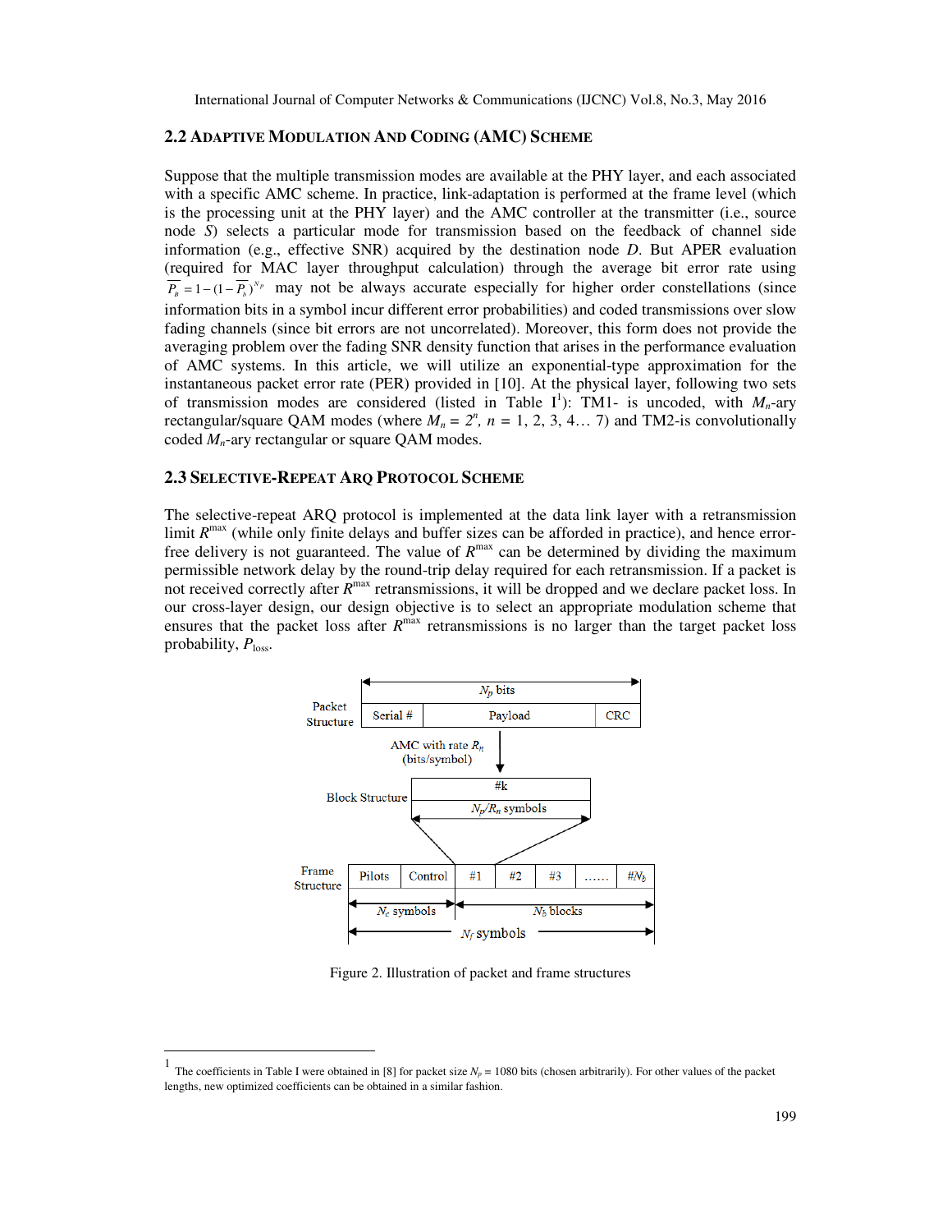### 2.2 ADAPTIVE MODULATION AND CODING (AMC) SCHEME

Suppose that the multiple transmission modes are available at the PHY layer, and each associated with a specific AMC scheme. In practice, link-adaptation is performed at the frame level (which is the processing unit at the PHY layer) and the AMC controller at the transmitter (i.e., source node *S*) selects a particular mode for transmission based on the feedback of channel side information (e.g., effective SNR) acquired by the destination node *D*. But APER evaluation (required for MAC layer throughput calculation) through the average bit error rate using $\overline{P_B} = 1-(1-\overline{P_b})^{N_p}$ may not be always accurate especially for higher order constellations (since information bits in a symbol incur different error probabilities) and coded transmissions over slow fading channels (since bit errors are not uncorrelated). Moreover, this form does not provide the averaging problem over the fading SNR density function that arises in the performance evaluation of AMC systems. In this article, we will utilize an exponential-type approximation for the instantaneous packet error rate (PER) provided in [10]. At the physical layer, following two sets of transmission modes are considered (listed in Table I[1]): TM1- is uncoded, with $M_n$-ary rectangular/square QAM modes (where $M_n = 2^n$, $n$ = 1, 2, 3, 4… 7) and TM2-is convolutionally coded $M_n$-ary rectangular or square QAM modes.

### 2.3 SELECTIVE-REPEAT ARQ PROTOCOL SCHEME

The selective-repeat ARQ protocol is implemented at the data link layer with a retransmission limit $R^{max}$ (while only finite delays and buffer sizes can be afforded in practice), and hence error-free delivery is not guaranteed. The value of $R^{max}$ can be determined by dividing the maximum permissible network delay by the round-trip delay required for each retransmission. If a packet is not received correctly after $R^{max}$ retransmissions, it will be dropped and we declare packet loss. In our cross-layer design, our design objective is to select an appropriate modulation scheme that ensures that the packet loss after $R^{max}$ retransmissions is no larger than the target packet loss probability, $P_{loss}$.

$N_p$ bits

Packet Structure

Serial #

Payload

CRC

AMC with rate $R_n$ (bits/symbol)

#k

Block Structure

$N_p/R_n$ symbols

Frame Structure

Pilots

Control

#1

#2

#3

……

#$N_b$

$N_c$ symbols

$N_b$ blocks

$N_f$ symbols

Figure 2. Illustration of packet and frame structures

[1] The coefficients in Table I were obtained in [8] for packet size $N_p$ = 1080 bits (chosen arbitrarily). For other values of the packet lengths, new optimized coefficients can be obtained in a similar fashion.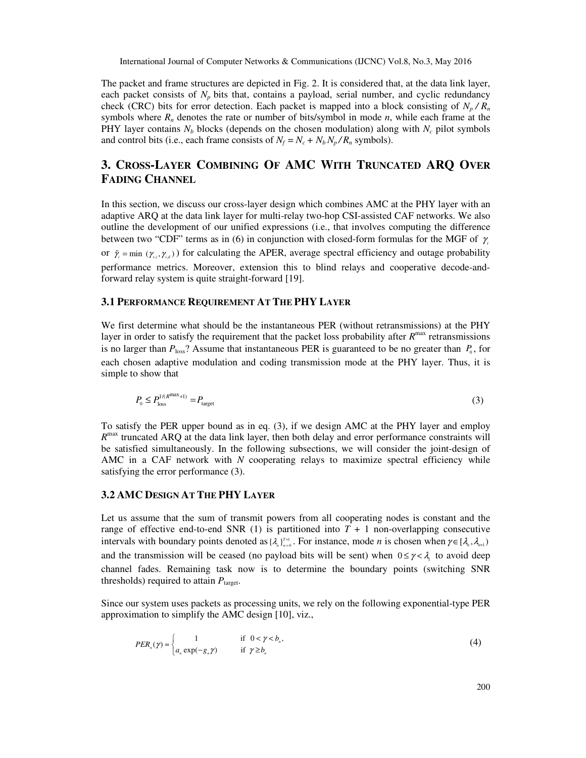The packet and frame structures are depicted in Fig. 2. It is considered that, at the data link layer, each packet consists of $N_p$ bits that, contains a payload, serial number, and cyclic redundancy check (CRC) bits for error detection. Each packet is mapped into a block consisting of $N_p / R_n$ symbols where $R_n$ denotes the rate or number of bits/symbol in mode $n$, while each frame at the PHY layer contains $N_b$ blocks (depends on the chosen modulation) along with $N_c$ pilot symbols and control bits (i.e., each frame consists of $N_f = N_c + N_b N_p / R_n$ symbols).

## 3. Cross-Layer Combining Of AMC With Truncated ARQ Over Fading Channel

In this section, we discuss our cross-layer design which combines AMC at the PHY layer with an adaptive ARQ at the data link layer for multi-relay two-hop CSI-assisted CAF networks. We also outline the development of our unified expressions (i.e., that involves computing the difference between two "CDF" terms as in (6) in conjunction with closed-form formulas for the MGF of $\gamma_i$ or $\tilde{\gamma}_i = \min\,(\gamma_{s,i}, \gamma_{i,d})$) for calculating the APER, average spectral efficiency and outage probability performance metrics. Moreover, extension this to blind relays and cooperative decode-and-forward relay system is quite straight-forward [19].

### 3.1 Performance Requirement At The PHY Layer

We first determine what should be the instantaneous PER (without retransmissions) at the PHY layer in order to satisfy the requirement that the packet loss probability after $R^{\max}$ retransmissions is no larger than $P_{\text{loss}}$? Assume that instantaneous PER is guaranteed to be no greater than $P_0$, for each chosen adaptive modulation and coding transmission mode at the PHY layer. Thus, it is simple to show that

$$P_0 \leq P_{\text{loss}}^{1/(R^{\max}+1)} = P_{\text{target}} \tag{3}$$

To satisfy the PER upper bound as in eq. (3), if we design AMC at the PHY layer and employ $R^{\max}$ truncated ARQ at the data link layer, then both delay and error performance constraints will be satisfied simultaneously. In the following subsections, we will consider the joint-design of AMC in a CAF network with $N$ cooperating relays to maximize spectral efficiency while satisfying the error performance (3).

### 3.2 AMC Design At The PHY Layer

Let us assume that the sum of transmit powers from all cooperating nodes is constant and the range of effective end-to-end SNR (1) is partitioned into $T + 1$ non-overlapping consecutive intervals with boundary points denoted as $\{\lambda_n\}_{n=0}^{T+1}$. For instance, mode $n$ is chosen when $\gamma \in [\lambda_n, \lambda_{n+1})$ and the transmission will be ceased (no payload bits will be sent) when $0 \leq \gamma < \lambda_1$ to avoid deep channel fades. Remaining task now is to determine the boundary points (switching SNR thresholds) required to attain $P_{\text{target}}$.

Since our system uses packets as processing units, we rely on the following exponential-type PER approximation to simplify the AMC design [10], viz.,

$$PER_n(\gamma) \approx \begin{cases} 1 & \text{if } \; 0 < \gamma < b_n, \\ a_n \exp(-g_n \gamma) & \text{if } \; \gamma \geq b_n \end{cases} \tag{4}$$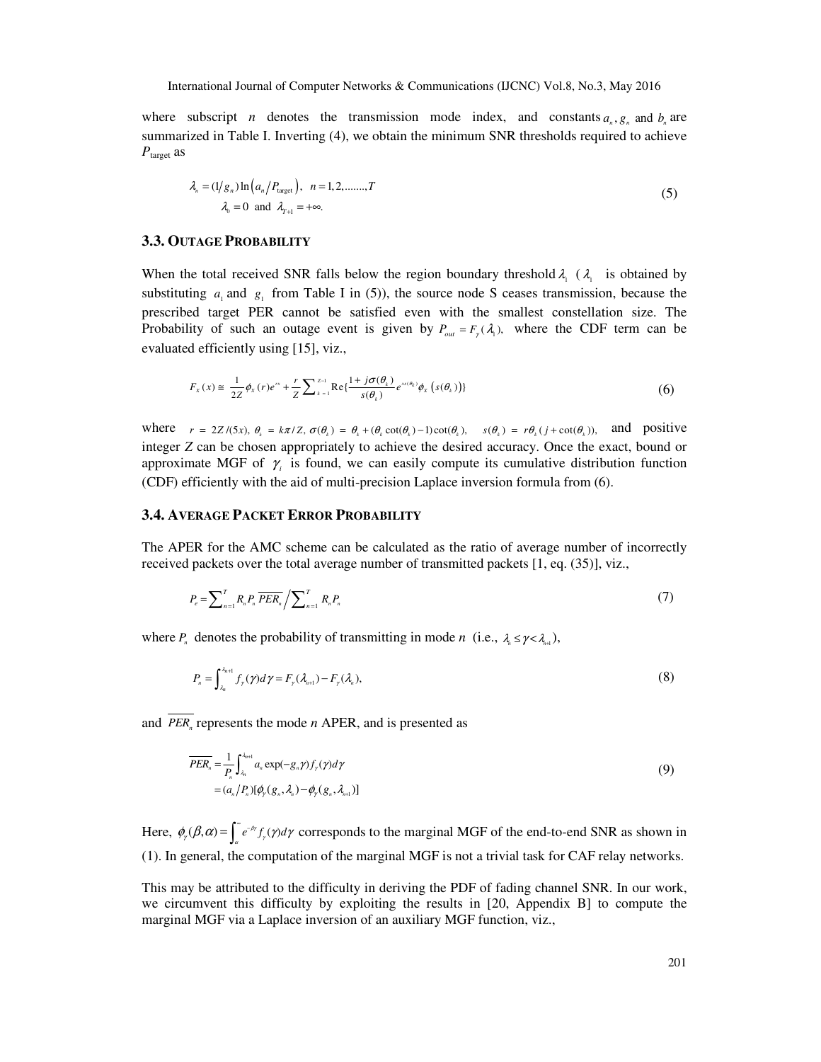where subscript $n$ denotes the transmission mode index, and constants $a_n$, $g_n$ and $b_n$ are summarized in Table I. Inverting (4), we obtain the minimum SNR thresholds required to achieve $P_{\text{target}}$ as

$$\lambda_n = (1/g_n)\ln\left(a_n/P_{\text{target}}\right), \quad n = 1, 2, \ldots\ldots, T$$
$$\lambda_0 = 0 \text{ and } \lambda_{T+1} = +\infty. \tag{5}$$

### 3.3. Outage Probability

When the total received SNR falls below the region boundary threshold $\lambda_1$ ($\lambda_1$ is obtained by substituting $a_1$ and $g_1$ from Table I in (5)), the source node S ceases transmission, because the prescribed target PER cannot be satisfied even with the smallest constellation size. The Probability of such an outage event is given by $P_{out} = F_\gamma(\lambda_1)$, where the CDF term can be evaluated efficiently using [15], viz.,

$$F_X(x) \cong \frac{1}{2Z}\phi_X(r)e^{rx} + \frac{r}{Z}\sum_{k=1}^{Z-1}\text{Re}\{\frac{1+j\sigma(\theta_k)}{s(\theta_k)}e^{xs(\theta_k)}\phi_X\left(s(\theta_k)\right)\} \tag{6}$$

where $r = 2Z/(5x)$, $\theta_k = k\pi/Z$, $\sigma(\theta_k) = \theta_k + (\theta_k\cot(\theta_k) - 1)\cot(\theta_k)$, $s(\theta_k) = r\theta_k(j + \cot(\theta_k))$, and positive integer $Z$ can be chosen appropriately to achieve the desired accuracy. Once the exact, bound or approximate MGF of $\gamma_i$ is found, we can easily compute its cumulative distribution function (CDF) efficiently with the aid of multi-precision Laplace inversion formula from (6).

### 3.4. Average Packet Error Probability

The APER for the AMC scheme can be calculated as the ratio of average number of incorrectly received packets over the total average number of transmitted packets [1, eq. (35)], viz.,

$$P_e = \sum_{n=1}^{T} R_n P_n \overline{PER_n} \Big/ \sum_{n=1}^{T} R_n P_n \tag{7}$$

where $P_n$ denotes the probability of transmitting in mode $n$ (i.e., $\lambda_n \leq \gamma < \lambda_{n+1}$),

$$P_n = \int_{\lambda_n}^{\lambda_{n+1}} f_\gamma(\gamma)d\gamma = F_\gamma(\lambda_{n+1}) - F_\gamma(\lambda_n), \tag{8}$$

and $\overline{PER_n}$ represents the mode $n$ APER, and is presented as

$$\overline{PER_n} = \frac{1}{P_n}\int_{\lambda_n}^{\lambda_{n+1}} a_n \exp(-g_n\gamma) f_\gamma(\gamma)d\gamma$$
$$= (a_n/P_n)[\phi_\gamma(g_n, \lambda_n) - \phi_\gamma(g_n, \lambda_{n+1})] \tag{9}$$

Here, $\phi_\gamma(\beta, \alpha) = \int_\alpha^\infty e^{-\beta\gamma} f_\gamma(\gamma)d\gamma$ corresponds to the marginal MGF of the end-to-end SNR as shown in (1). In general, the computation of the marginal MGF is not a trivial task for CAF relay networks.

This may be attributed to the difficulty in deriving the PDF of fading channel SNR. In our work, we circumvent this difficulty by exploiting the results in [20, Appendix B] to compute the marginal MGF via a Laplace inversion of an auxiliary MGF function, viz.,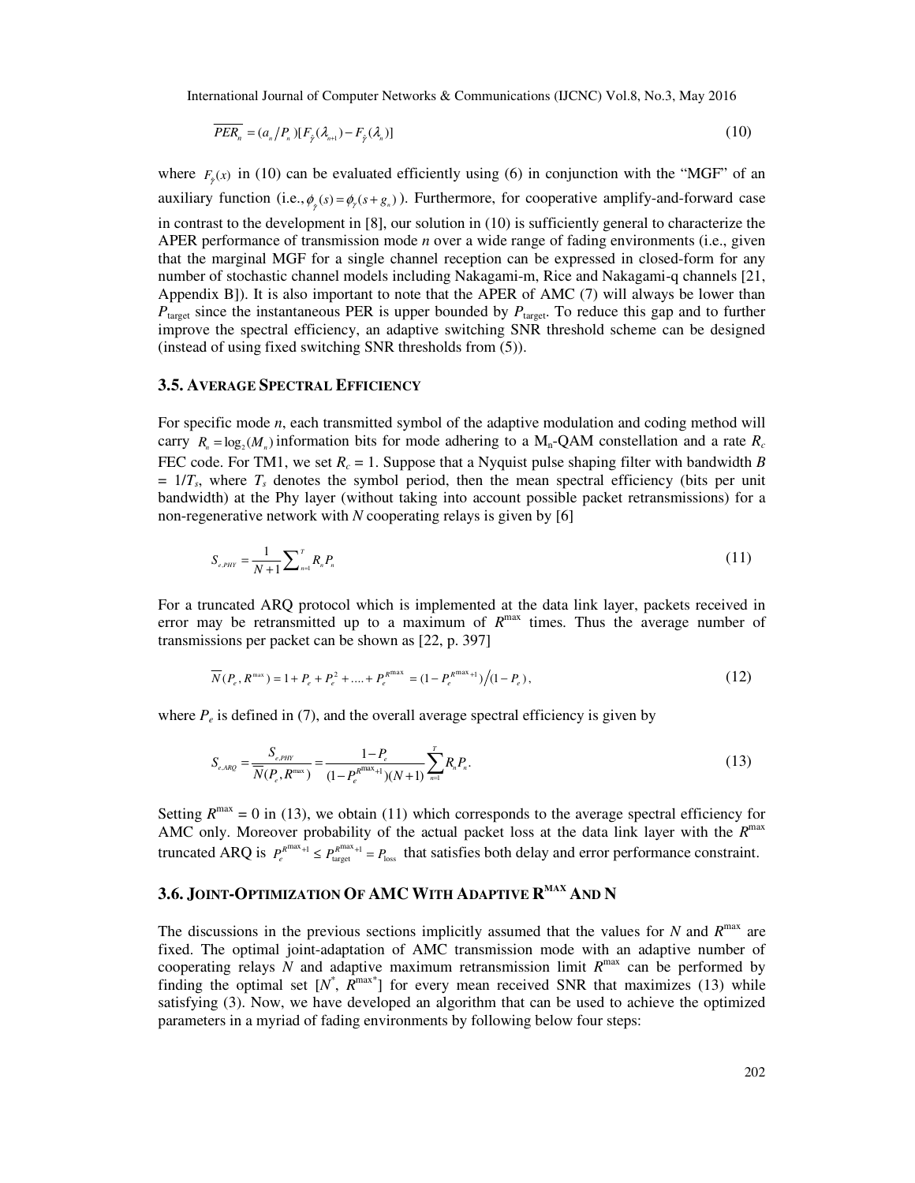$$\overline{PER}_n = (a_n / P_n)[F_{\hat{\gamma}}(\lambda_{n+1}) - F_{\hat{\gamma}}(\lambda_n)] \tag{10}$$

where $F_{\hat{\gamma}}(x)$ in (10) can be evaluated efficiently using (6) in conjunction with the "MGF" of an auxiliary function (i.e., $\phi_{\hat{\gamma}}(s) = \phi_{\gamma}(s + g_n)$). Furthermore, for cooperative amplify-and-forward case in contrast to the development in [8], our solution in (10) is sufficiently general to characterize the APER performance of transmission mode $n$ over a wide range of fading environments (i.e., given that the marginal MGF for a single channel reception can be expressed in closed-form for any number of stochastic channel models including Nakagami-m, Rice and Nakagami-q channels [21, Appendix B]). It is also important to note that the APER of AMC (7) will always be lower than $P_{\text{target}}$ since the instantaneous PER is upper bounded by $P_{\text{target}}$. To reduce this gap and to further improve the spectral efficiency, an adaptive switching SNR threshold scheme can be designed (instead of using fixed switching SNR thresholds from (5)).

### 3.5. Average Spectral Efficiency

For specific mode $n$, each transmitted symbol of the adaptive modulation and coding method will carry $R_n = \log_2(M_n)$ information bits for mode adhering to a $M_n$-QAM constellation and a rate $R_c$ FEC code. For TM1, we set $R_c = 1$. Suppose that a Nyquist pulse shaping filter with bandwidth $B = 1/T_s$, where $T_s$ denotes the symbol period, then the mean spectral efficiency (bits per unit bandwidth) at the Phy layer (without taking into account possible packet retransmissions) for a non-regenerative network with $N$ cooperating relays is given by [6]

$$S_{e,PHY} = \frac{1}{N+1} \sum_{n=1}^{T} R_n P_n \tag{11}$$

For a truncated ARQ protocol which is implemented at the data link layer, packets received in error may be retransmitted up to a maximum of $R^{\max}$ times. Thus the average number of transmissions per packet can be shown as [22, p. 397]

$$\overline{N}(P_e, R^{\max}) = 1 + P_e + P_e^2 + \ldots + P_e^{R^{\max}} = (1 - P_e^{R^{\max}+1}) / (1 - P_e), \tag{12}$$

where $P_e$ is defined in (7), and the overall average spectral efficiency is given by

$$S_{e,ARQ} = \frac{S_{e,PHY}}{\overline{N}(P_e, R^{\max})} = \frac{1 - P_e}{(1 - P_e^{R^{\max}+1})(N+1)} \sum_{n=1}^{T} R_n P_n. \tag{13}$$

Setting $R^{\max} = 0$ in (13), we obtain (11) which corresponds to the average spectral efficiency for AMC only. Moreover probability of the actual packet loss at the data link layer with the $R^{\max}$ truncated ARQ is $P_e^{R^{\max}+1} \le P_{\text{target}}^{R^{\max}+1} = P_{\text{loss}}$ that satisfies both delay and error performance constraint.

### 3.6. Joint-Optimization Of AMC With Adaptive $R^{\text{MAX}}$ And N

The discussions in the previous sections implicitly assumed that the values for $N$ and $R^{\max}$ are fixed. The optimal joint-adaptation of AMC transmission mode with an adaptive number of cooperating relays $N$ and adaptive maximum retransmission limit $R^{\max}$ can be performed by finding the optimal set [$N^*$, $R^{\max *}$] for every mean received SNR that maximizes (13) while satisfying (3). Now, we have developed an algorithm that can be used to achieve the optimized parameters in a myriad of fading environments by following below four steps: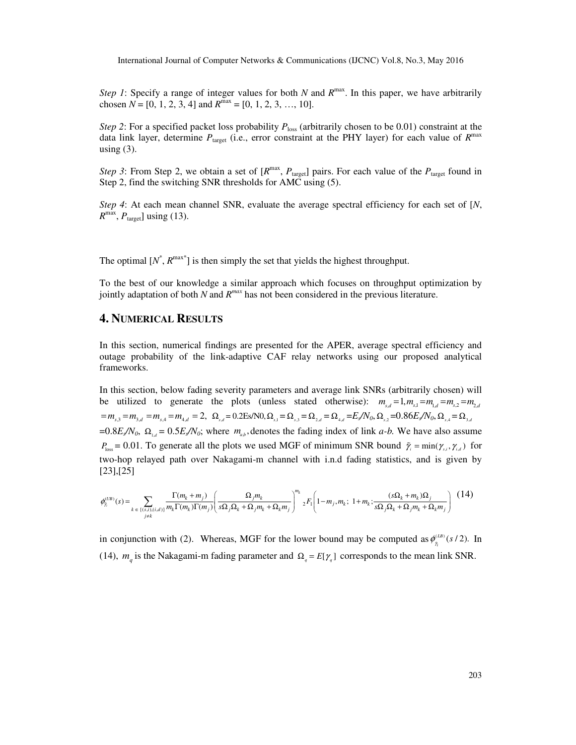*Step 1*: Specify a range of integer values for both $N$ and $R^{\max}$. In this paper, we have arbitrarily chosen $N = [0, 1, 2, 3, 4]$ and $R^{\max} = [0, 1, 2, 3, \ldots, 10]$.

*Step 2*: For a specified packet loss probability $P_{\text{loss}}$ (arbitrarily chosen to be 0.01) constraint at the data link layer, determine $P_{\text{target}}$ (i.e., error constraint at the PHY layer) for each value of $R^{\max}$ using (3).

*Step 3*: From Step 2, we obtain a set of $[R^{\max}, P_{\text{target}}]$ pairs. For each value of the $P_{\text{target}}$ found in Step 2, find the switching SNR thresholds for AMC using (5).

*Step 4*: At each mean channel SNR, evaluate the average spectral efficiency for each set of $[N, R^{\max}, P_{\text{target}}]$ using (13).

The optimal $[N^*, R^{\max *}]$ is then simply the set that yields the highest throughput.

To the best of our knowledge a similar approach which focuses on throughput optimization by jointly adaptation of both $N$ and $R^{max}$ has not been considered in the previous literature.

## 4. NUMERICAL RESULTS

In this section, numerical findings are presented for the APER, average spectral efficiency and outage probability of the link-adaptive CAF relay networks using our proposed analytical frameworks.

In this section, below fading severity parameters and average link SNRs (arbitrarily chosen) will be utilized to generate the plots (unless stated otherwise): $m_{s,d} = 1, m_{s,1} = m_{1,d} = m_{s,2} = m_{2,d} = m_{s,3} = m_{3,d} = m_{s,4} = m_{4,d} = 2$, $\Omega_{s,d} = 0.2\text{Es/N0}, \Omega_{s,1} = \Omega_{s,3} = \Omega_{2,d} = \Omega_{4,d} = E_s/N_0, \Omega_{s,2} = 0.86E_s/N_0, \Omega_{s,4} = \Omega_{3,d} = 0.8E_s/N_0$, $\Omega_{1,d} = 0.5E_s/N_0$; where $m_{a,b}$, denotes the fading index of link *a-b*. We have also assume $P_{\text{loss}} = 0.01$. To generate all the plots we used MGF of minimum SNR bound $\tilde{\gamma}_i = \min(\gamma_{s,i}, \gamma_{i,d})$ for two-hop relayed path over Nakagami-m channel with i.n.d fading statistics, and is given by [23],[25]

$$\phi_{\tilde{\gamma}_i}^{(UB)}(s) = \sum_{\substack{k \in \{(s,i),(i,d)\} \\ j \neq k}} \frac{\Gamma(m_k + m_j)}{m_k \Gamma(m_k)\Gamma(m_j)} \left( \frac{\Omega_j m_k}{s\Omega_j \Omega_k + \Omega_j m_k + \Omega_k m_j} \right)^{m_k} {}_2F_1\left(1 - m_j, m_k;\ 1 + m_k; \frac{(s\Omega_k + m_k)\Omega_j}{s\Omega_j \Omega_k + \Omega_j m_k + \Omega_k m_j}\right) \quad (14)$$

in conjunction with (2). Whereas, MGF for the lower bound may be computed as $\phi_{\tilde{\gamma}_i}^{(LB)}(s/2)$. In (14), $m_q$ is the Nakagami-m fading parameter and $\Omega_q = E[\gamma_q]$ corresponds to the mean link SNR.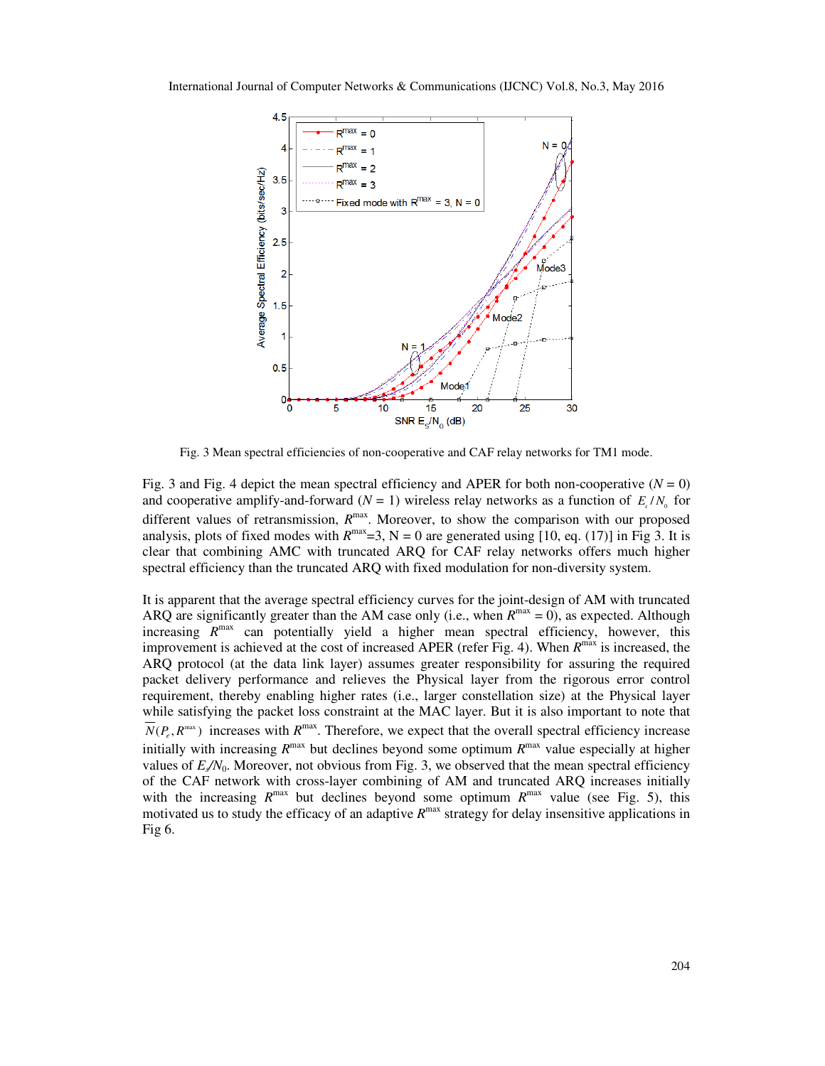4.5
4
3.5
3
2.5
2
1.5
1
0.5
0
0
5
10
15
20
25
30
SNR $E_s/N_0$ (dB)
Average Spectral Efficiency (bits/sec/Hz)
$R^{max}$ = 0
$R^{max}$ = 1
$R^{max}$ = 2
$R^{max}$ = 3
Fixed mode with $R^{max}$ = 3, N = 0
N = 0
N = 1
Mode1
Mode2
Mode3

Fig. 3 Mean spectral efficiencies of non-cooperative and CAF relay networks for TM1 mode.

Fig. 3 and Fig. 4 depict the mean spectral efficiency and APER for both non-cooperative ($N = 0$) and cooperative amplify-and-forward ($N = 1$) wireless relay networks as a function of $E_s/N_0$ for different values of retransmission, $R^{max}$. Moreover, to show the comparison with our proposed analysis, plots of fixed modes with $R^{max}$=3, N = 0 are generated using [10, eq. (17)] in Fig 3. It is clear that combining AMC with truncated ARQ for CAF relay networks offers much higher spectral efficiency than the truncated ARQ with fixed modulation for non-diversity system.

It is apparent that the average spectral efficiency curves for the joint-design of AM with truncated ARQ are significantly greater than the AM case only (i.e., when $R^{max} = 0$), as expected. Although increasing $R^{max}$ can potentially yield a higher mean spectral efficiency, however, this improvement is achieved at the cost of increased APER (refer Fig. 4). When $R^{max}$ is increased, the ARQ protocol (at the data link layer) assumes greater responsibility for assuring the required packet delivery performance and relieves the Physical layer from the rigorous error control requirement, thereby enabling higher rates (i.e., larger constellation size) at the Physical layer while satisfying the packet loss constraint at the MAC layer. But it is also important to note that $\overline{N}(P_e, R^{max})$ increases with $R^{max}$. Therefore, we expect that the overall spectral efficiency increase initially with increasing $R^{max}$ but declines beyond some optimum $R^{max}$ value especially at higher values of $E_s/N_0$. Moreover, not obvious from Fig. 3, we observed that the mean spectral efficiency of the CAF network with cross-layer combining of AM and truncated ARQ increases initially with the increasing $R^{max}$ but declines beyond some optimum $R^{max}$ value (see Fig. 5), this motivated us to study the efficacy of an adaptive $R^{max}$ strategy for delay insensitive applications in Fig 6.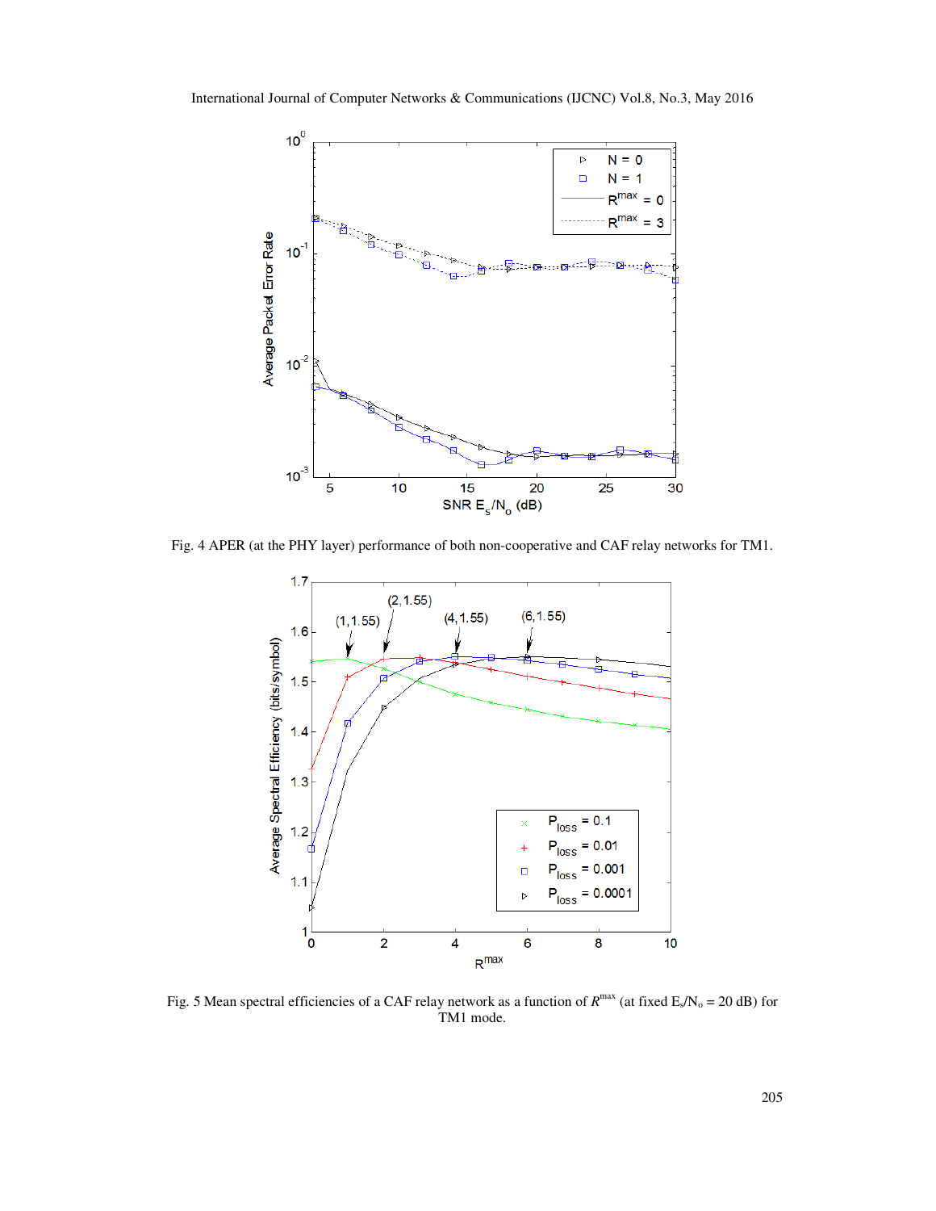Average Packet Error Rate

$10^0$

$10^{-1}$

$10^{-2}$

$10^{-3}$

5 10 15 20 25 30

SNR $E_s/N_o$ (dB)

N = 0

N = 1

$R^{max}$ = 0

$R^{max}$ = 3

Fig. 4 APER (at the PHY layer) performance of both non-cooperative and CAF relay networks for TM1.

Average Spectral Efficiency (bits/symbol)

1 1.1 1.2 1.3 1.4 1.5 1.6 1.7

0 2 4 6 8 10

$R^{max}$

(1, 1.55) (2, 1.55) (4, 1.55) (6, 1.55)

$P_{loss}$ = 0.1

$P_{loss}$ = 0.01

$P_{loss}$ = 0.001

$P_{loss}$ = 0.0001

Fig. 5 Mean spectral efficiencies of a CAF relay network as a function of $R^{max}$ (at fixed $E_s/N_o$ = 20 dB) for TM1 mode.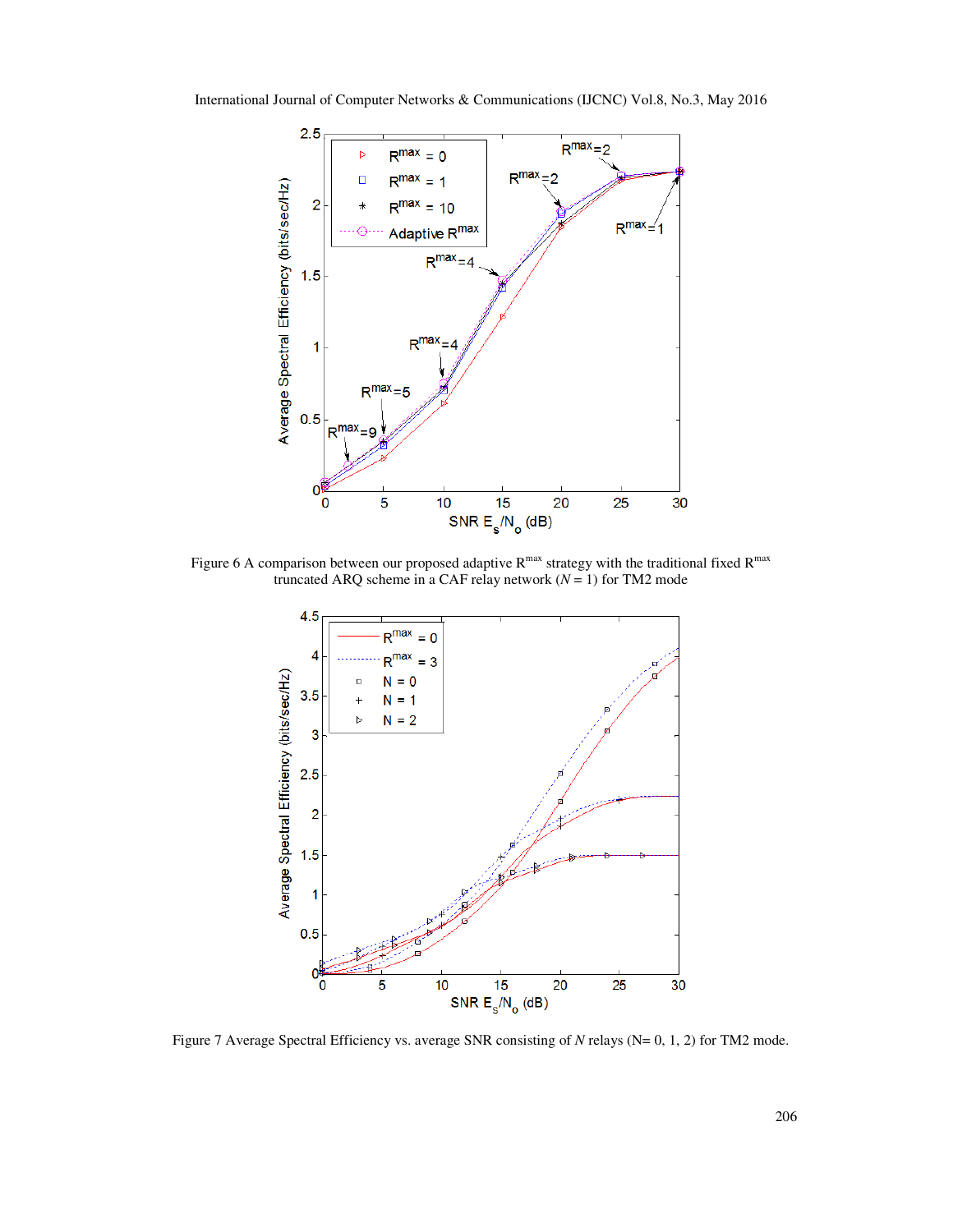Figure 6 A comparison between our proposed adaptive $R^{max}$ strategy with the traditional fixed $R^{max}$ truncated ARQ scheme in a CAF relay network ($N$ = 1) for TM2 mode

Figure 7 Average Spectral Efficiency vs. average SNR consisting of $N$ relays (N= 0, 1, 2) for TM2 mode.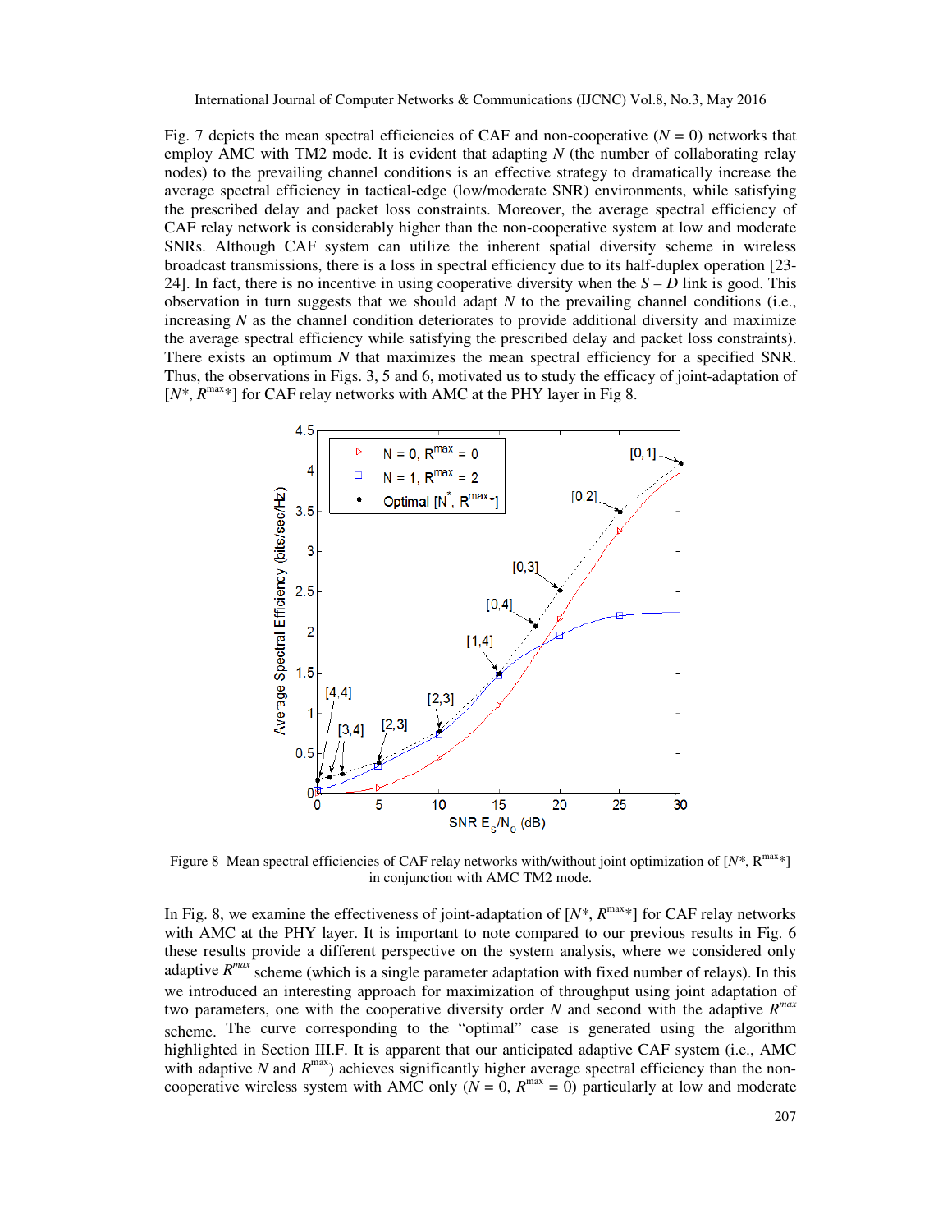Fig. 7 depicts the mean spectral efficiencies of CAF and non-cooperative ($N$ = 0) networks that employ AMC with TM2 mode. It is evident that adapting $N$ (the number of collaborating relay nodes) to the prevailing channel conditions is an effective strategy to dramatically increase the average spectral efficiency in tactical-edge (low/moderate SNR) environments, while satisfying the prescribed delay and packet loss constraints. Moreover, the average spectral efficiency of CAF relay network is considerably higher than the non-cooperative system at low and moderate SNRs. Although CAF system can utilize the inherent spatial diversity scheme in wireless broadcast transmissions, there is a loss in spectral efficiency due to its half-duplex operation [23-24]. In fact, there is no incentive in using cooperative diversity when the $S$ – $D$ link is good. This observation in turn suggests that we should adapt $N$ to the prevailing channel conditions (i.e., increasing $N$ as the channel condition deteriorates to provide additional diversity and maximize the average spectral efficiency while satisfying the prescribed delay and packet loss constraints). There exists an optimum $N$ that maximizes the mean spectral efficiency for a specified SNR. Thus, the observations in Figs. 3, 5 and 6, motivated us to study the efficacy of joint-adaptation of [$N^*$, $R^{max*}$] for CAF relay networks with AMC at the PHY layer in Fig 8.

N = 0, R^max = 0
N = 1, R^max = 2
Optimal [N^*, R^max*]
[0,1]
[0,2]
[0,3]
[0,4]
[1,4]
[2,3]
[2,3]
[3,4]
[4,4]
Average Spectral Efficiency (bits/sec/Hz)
SNR E_s/N_0 (dB)
0
0.5
1
1.5
2
2.5
3
3.5
4
4.5
0
5
10
15
20
25
30

Figure 8 Mean spectral efficiencies of CAF relay networks with/without joint optimization of [$N^*$, $R^{max*}$] in conjunction with AMC TM2 mode.

In Fig. 8, we examine the effectiveness of joint-adaptation of [$N^*$, $R^{max*}$] for CAF relay networks with AMC at the PHY layer. It is important to note compared to our previous results in Fig. 6 these results provide a different perspective on the system analysis, where we considered only adaptive $R^{max}$ scheme (which is a single parameter adaptation with fixed number of relays). In this we introduced an interesting approach for maximization of throughput using joint adaptation of two parameters, one with the cooperative diversity order $N$ and second with the adaptive $R^{max}$ scheme. The curve corresponding to the "optimal" case is generated using the algorithm highlighted in Section III.F. It is apparent that our anticipated adaptive CAF system (i.e., AMC with adaptive $N$ and $R^{max}$) achieves significantly higher average spectral efficiency than the non-cooperative wireless system with AMC only ($N$ = 0, $R^{max}$ = 0) particularly at low and moderate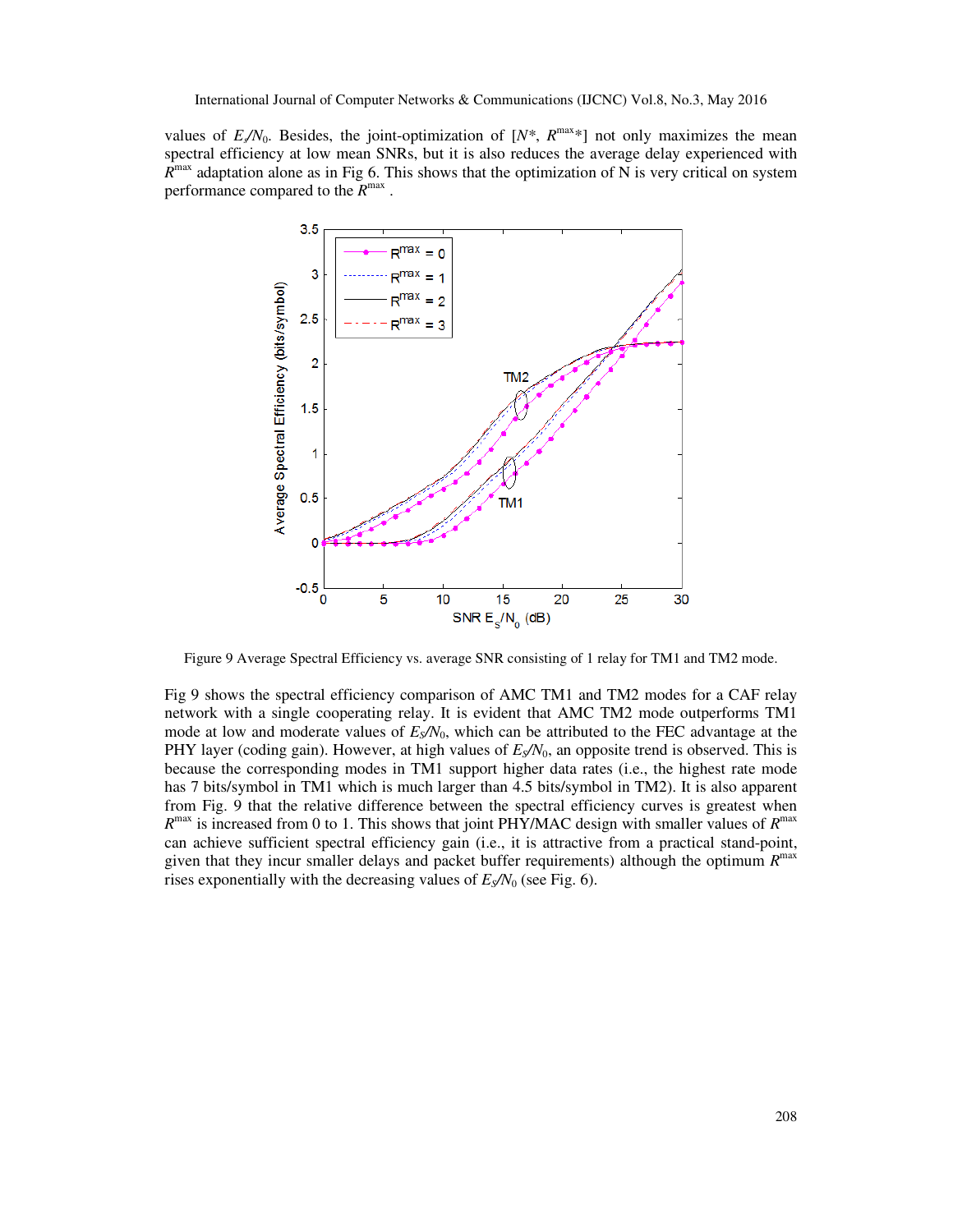values of $E_s/N_0$. Besides, the joint-optimization of [$N^*$, $R^{max*}$] not only maximizes the mean spectral efficiency at low mean SNRs, but it is also reduces the average delay experienced with $R^{max}$ adaptation alone as in Fig 6. This shows that the optimization of N is very critical on system performance compared to the $R^{max}$ .

3.5
3
2.5
2
1.5
1
0.5
0
-0.5
0
5
10
15
20
25
30
Average Spectral Efficiency (bits/symbol)
SNR $E_s/N_0$ (dB)
$R^{max}$ = 0
$R^{max}$ = 1
$R^{max}$ = 2
$R^{max}$ = 3
TM2
TM1

Figure 9 Average Spectral Efficiency vs. average SNR consisting of 1 relay for TM1 and TM2 mode.

Fig 9 shows the spectral efficiency comparison of AMC TM1 and TM2 modes for a CAF relay network with a single cooperating relay. It is evident that AMC TM2 mode outperforms TM1 mode at low and moderate values of $E_s/N_0$, which can be attributed to the FEC advantage at the PHY layer (coding gain). However, at high values of $E_s/N_0$, an opposite trend is observed. This is because the corresponding modes in TM1 support higher data rates (i.e., the highest rate mode has 7 bits/symbol in TM1 which is much larger than 4.5 bits/symbol in TM2). It is also apparent from Fig. 9 that the relative difference between the spectral efficiency curves is greatest when $R^{max}$ is increased from 0 to 1. This shows that joint PHY/MAC design with smaller values of $R^{max}$ can achieve sufficient spectral efficiency gain (i.e., it is attractive from a practical stand-point, given that they incur smaller delays and packet buffer requirements) although the optimum $R^{max}$ rises exponentially with the decreasing values of $E_s/N_0$ (see Fig. 6).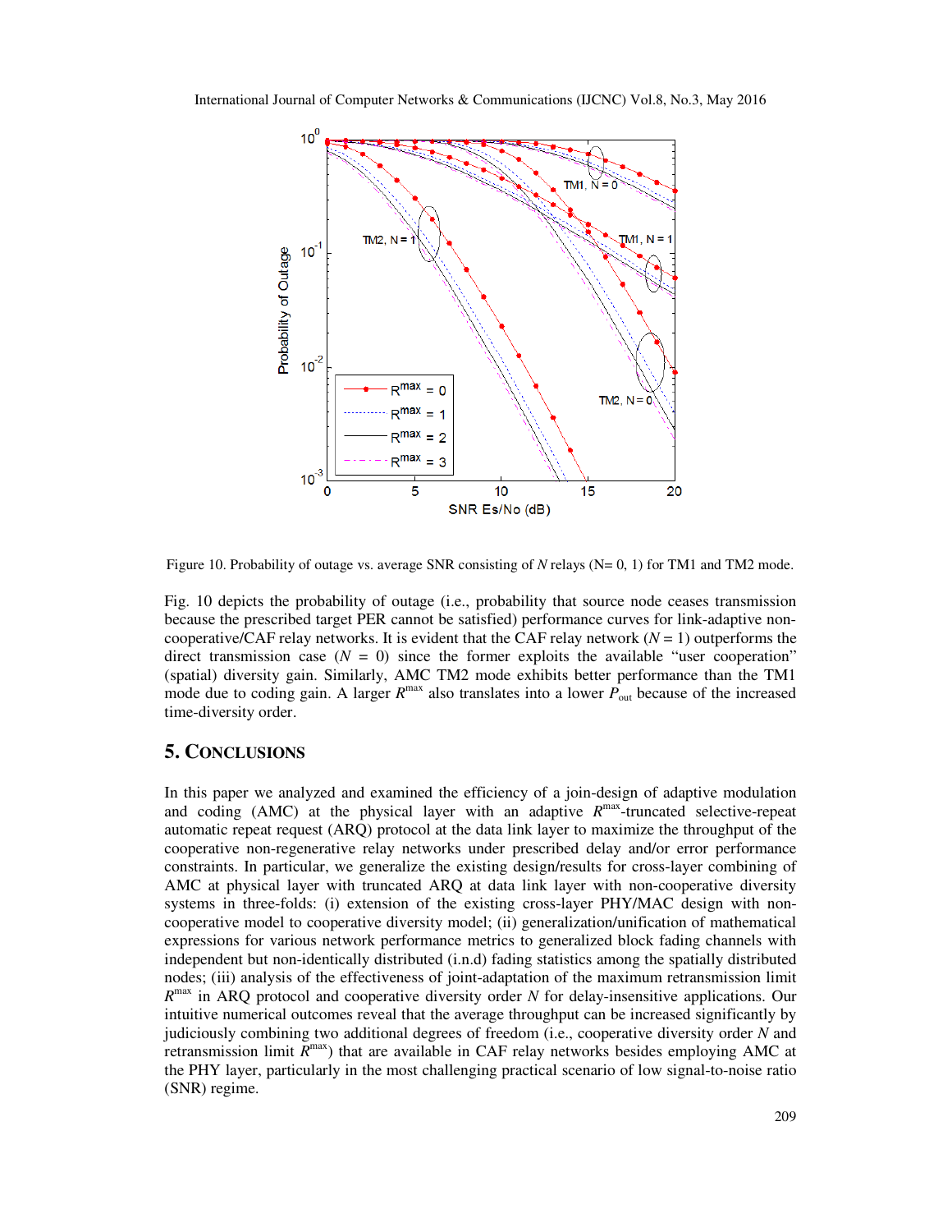Probability of Outage

SNR Es/No (dB)

TM1, N = 0

TM1, N = 1

TM2, N = 1

TM2, N = 0

$R^{max}$ = 0

$R^{max}$ = 1

$R^{max}$ = 2

$R^{max}$ = 3

Figure 10. Probability of outage vs. average SNR consisting of $N$ relays (N= 0, 1) for TM1 and TM2 mode.

Fig. 10 depicts the probability of outage (i.e., probability that source node ceases transmission because the prescribed target PER cannot be satisfied) performance curves for link-adaptive non-cooperative/CAF relay networks. It is evident that the CAF relay network ($N$ = 1) outperforms the direct transmission case ($N$ = 0) since the former exploits the available "user cooperation" (spatial) diversity gain. Similarly, AMC TM2 mode exhibits better performance than the TM1 mode due to coding gain. A larger $R^{max}$ also translates into a lower $P_{out}$ because of the increased time-diversity order.

## 5. Conclusions

In this paper we analyzed and examined the efficiency of a join-design of adaptive modulation and coding (AMC) at the physical layer with an adaptive $R^{max}$-truncated selective-repeat automatic repeat request (ARQ) protocol at the data link layer to maximize the throughput of the cooperative non-regenerative relay networks under prescribed delay and/or error performance constraints. In particular, we generalize the existing design/results for cross-layer combining of AMC at physical layer with truncated ARQ at data link layer with non-cooperative diversity systems in three-folds: (i) extension of the existing cross-layer PHY/MAC design with non-cooperative model to cooperative diversity model; (ii) generalization/unification of mathematical expressions for various network performance metrics to generalized block fading channels with independent but non-identically distributed (i.n.d) fading statistics among the spatially distributed nodes; (iii) analysis of the effectiveness of joint-adaptation of the maximum retransmission limit $R^{max}$ in ARQ protocol and cooperative diversity order $N$ for delay-insensitive applications. Our intuitive numerical outcomes reveal that the average throughput can be increased significantly by judiciously combining two additional degrees of freedom (i.e., cooperative diversity order $N$ and retransmission limit $R^{max}$) that are available in CAF relay networks besides employing AMC at the PHY layer, particularly in the most challenging practical scenario of low signal-to-noise ratio (SNR) regime.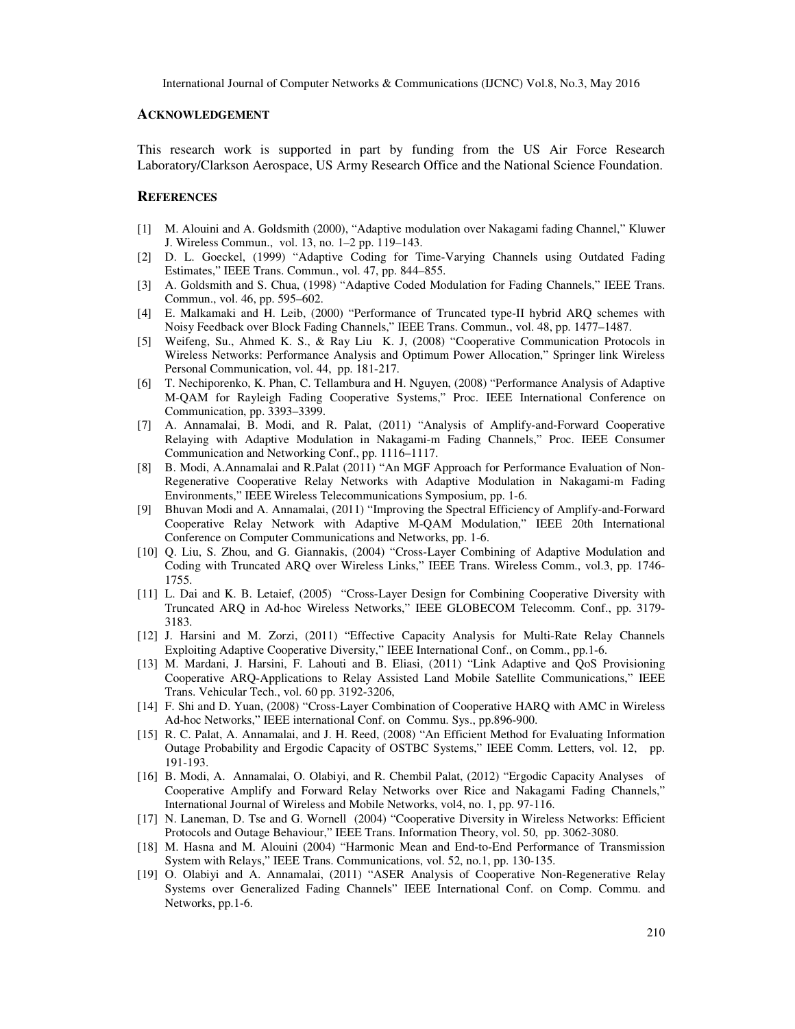## ACKNOWLEDGEMENT

This research work is supported in part by funding from the US Air Force Research Laboratory/Clarkson Aerospace, US Army Research Office and the National Science Foundation.

## REFERENCES

[1] M. Alouini and A. Goldsmith (2000), "Adaptive modulation over Nakagami fading Channel," Kluwer J. Wireless Commun., vol. 13, no. 1–2 pp. 119–143.

[2] D. L. Goeckel, (1999) "Adaptive Coding for Time-Varying Channels using Outdated Fading Estimates," IEEE Trans. Commun., vol. 47, pp. 844–855.

[3] A. Goldsmith and S. Chua, (1998) "Adaptive Coded Modulation for Fading Channels," IEEE Trans. Commun., vol. 46, pp. 595–602.

[4] E. Malkamaki and H. Leib, (2000) "Performance of Truncated type-II hybrid ARQ schemes with Noisy Feedback over Block Fading Channels," IEEE Trans. Commun., vol. 48, pp. 1477–1487.

[5] Weifeng, Su., Ahmed K. S., & Ray Liu K. J, (2008) "Cooperative Communication Protocols in Wireless Networks: Performance Analysis and Optimum Power Allocation," Springer link Wireless Personal Communication, vol. 44, pp. 181-217.

[6] T. Nechiporenko, K. Phan, C. Tellambura and H. Nguyen, (2008) "Performance Analysis of Adaptive M-QAM for Rayleigh Fading Cooperative Systems," Proc. IEEE International Conference on Communication, pp. 3393–3399.

[7] A. Annamalai, B. Modi, and R. Palat, (2011) "Analysis of Amplify-and-Forward Cooperative Relaying with Adaptive Modulation in Nakagami-m Fading Channels," Proc. IEEE Consumer Communication and Networking Conf., pp. 1116–1117.

[8] B. Modi, A.Annamalai and R.Palat (2011) "An MGF Approach for Performance Evaluation of Non-Regenerative Cooperative Relay Networks with Adaptive Modulation in Nakagami-m Fading Environments," IEEE Wireless Telecommunications Symposium, pp. 1-6.

[9] Bhuvan Modi and A. Annamalai, (2011) "Improving the Spectral Efficiency of Amplify-and-Forward Cooperative Relay Network with Adaptive M-QAM Modulation," IEEE 20th International Conference on Computer Communications and Networks, pp. 1-6.

[10] Q. Liu, S. Zhou, and G. Giannakis, (2004) "Cross-Layer Combining of Adaptive Modulation and Coding with Truncated ARQ over Wireless Links," IEEE Trans. Wireless Comm., vol.3, pp. 1746-1755.

[11] L. Dai and K. B. Letaief, (2005) "Cross-Layer Design for Combining Cooperative Diversity with Truncated ARQ in Ad-hoc Wireless Networks," IEEE GLOBECOM Telecomm. Conf., pp. 3179-3183.

[12] J. Harsini and M. Zorzi, (2011) "Effective Capacity Analysis for Multi-Rate Relay Channels Exploiting Adaptive Cooperative Diversity," IEEE International Conf., on Comm., pp.1-6.

[13] M. Mardani, J. Harsini, F. Lahouti and B. Eliasi, (2011) "Link Adaptive and QoS Provisioning Cooperative ARQ-Applications to Relay Assisted Land Mobile Satellite Communications," IEEE Trans. Vehicular Tech., vol. 60 pp. 3192-3206,

[14] F. Shi and D. Yuan, (2008) "Cross-Layer Combination of Cooperative HARQ with AMC in Wireless Ad-hoc Networks," IEEE international Conf. on Commu. Sys., pp.896-900.

[15] R. C. Palat, A. Annamalai, and J. H. Reed, (2008) "An Efficient Method for Evaluating Information Outage Probability and Ergodic Capacity of OSTBC Systems," IEEE Comm. Letters, vol. 12, pp. 191-193.

[16] B. Modi, A. Annamalai, O. Olabiyi, and R. Chembil Palat, (2012) "Ergodic Capacity Analyses of Cooperative Amplify and Forward Relay Networks over Rice and Nakagami Fading Channels," International Journal of Wireless and Mobile Networks, vol4, no. 1, pp. 97-116.

[17] N. Laneman, D. Tse and G. Wornell (2004) "Cooperative Diversity in Wireless Networks: Efficient Protocols and Outage Behaviour," IEEE Trans. Information Theory, vol. 50, pp. 3062-3080.

[18] M. Hasna and M. Alouini (2004) "Harmonic Mean and End-to-End Performance of Transmission System with Relays," IEEE Trans. Communications, vol. 52, no.1, pp. 130-135.

[19] O. Olabiyi and A. Annamalai, (2011) "ASER Analysis of Cooperative Non-Regenerative Relay Systems over Generalized Fading Channels" IEEE International Conf. on Comp. Commu. and Networks, pp.1-6.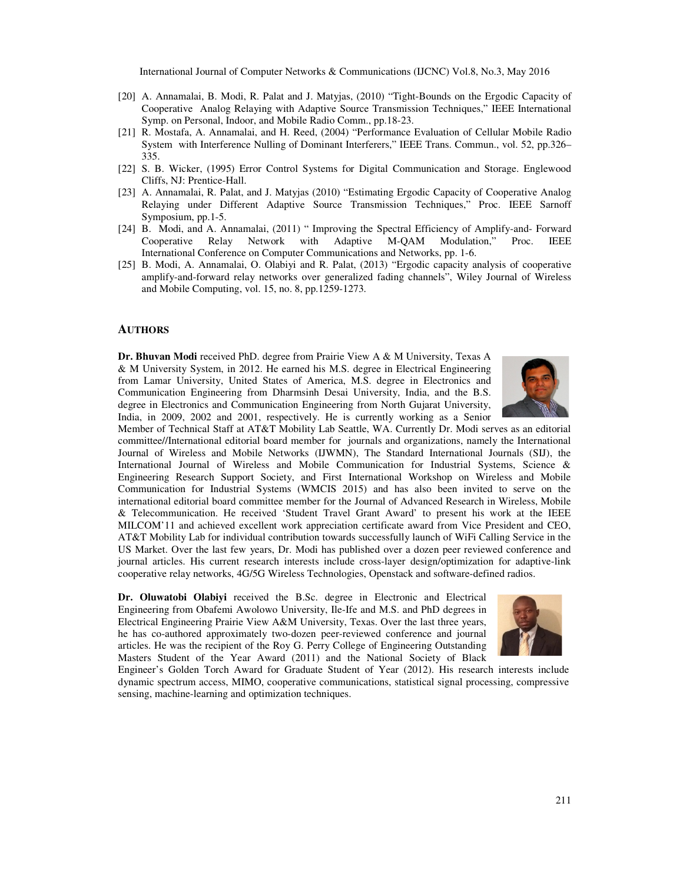[20] A. Annamalai, B. Modi, R. Palat and J. Matyjas, (2010) "Tight-Bounds on the Ergodic Capacity of Cooperative Analog Relaying with Adaptive Source Transmission Techniques," IEEE International Symp. on Personal, Indoor, and Mobile Radio Comm., pp.18-23.

[21] R. Mostafa, A. Annamalai, and H. Reed, (2004) "Performance Evaluation of Cellular Mobile Radio System with Interference Nulling of Dominant Interferers," IEEE Trans. Commun., vol. 52, pp.326–335.

[22] S. B. Wicker, (1995) Error Control Systems for Digital Communication and Storage. Englewood Cliffs, NJ: Prentice-Hall.

[23] A. Annamalai, R. Palat, and J. Matyjas (2010) "Estimating Ergodic Capacity of Cooperative Analog Relaying under Different Adaptive Source Transmission Techniques," Proc. IEEE Sarnoff Symposium, pp.1-5.

[24] B. Modi, and A. Annamalai, (2011) " Improving the Spectral Efficiency of Amplify-and- Forward Cooperative Relay Network with Adaptive M-QAM Modulation," Proc. IEEE International Conference on Computer Communications and Networks, pp. 1-6.

[25] B. Modi, A. Annamalai, O. Olabiyi and R. Palat, (2013) "Ergodic capacity analysis of cooperative amplify-and-forward relay networks over generalized fading channels", Wiley Journal of Wireless and Mobile Computing, vol. 15, no. 8, pp.1259-1273.

## AUTHORS

**Dr. Bhuvan Modi** received PhD. degree from Prairie View A & M University, Texas A & M University System, in 2012. He earned his M.S. degree in Electrical Engineering from Lamar University, United States of America, M.S. degree in Electronics and Communication Engineering from Dharmsinh Desai University, India, and the B.S. degree in Electronics and Communication Engineering from North Gujarat University, India, in 2009, 2002 and 2001, respectively. He is currently working as a Senior Member of Technical Staff at AT&T Mobility Lab Seattle, WA. Currently Dr. Modi serves as an editorial committee//International editorial board member for journals and organizations, namely the International Journal of Wireless and Mobile Networks (IJWMN), The Standard International Journals (SIJ), the International Journal of Wireless and Mobile Communication for Industrial Systems, Science & Engineering Research Support Society, and First International Workshop on Wireless and Mobile Communication for Industrial Systems (WMCIS 2015) and has also been invited to serve on the international editorial board committee member for the Journal of Advanced Research in Wireless, Mobile & Telecommunication. He received 'Student Travel Grant Award' to present his work at the IEEE MILCOM'11 and achieved excellent work appreciation certificate award from Vice President and CEO, AT&T Mobility Lab for individual contribution towards successfully launch of WiFi Calling Service in the US Market. Over the last few years, Dr. Modi has published over a dozen peer reviewed conference and journal articles. His current research interests include cross-layer design/optimization for adaptive-link cooperative relay networks, 4G/5G Wireless Technologies, Openstack and software-defined radios.

**Dr. Oluwatobi Olabiyi** received the B.Sc. degree in Electronic and Electrical Engineering from Obafemi Awolowo University, Ile-Ife and M.S. and PhD degrees in Electrical Engineering Prairie View A&M University, Texas. Over the last three years, he has co-authored approximately two-dozen peer-reviewed conference and journal articles. He was the recipient of the Roy G. Perry College of Engineering Outstanding Masters Student of the Year Award (2011) and the National Society of Black Engineer's Golden Torch Award for Graduate Student of Year (2012). His research interests include dynamic spectrum access, MIMO, cooperative communications, statistical signal processing, compressive sensing, machine-learning and optimization techniques.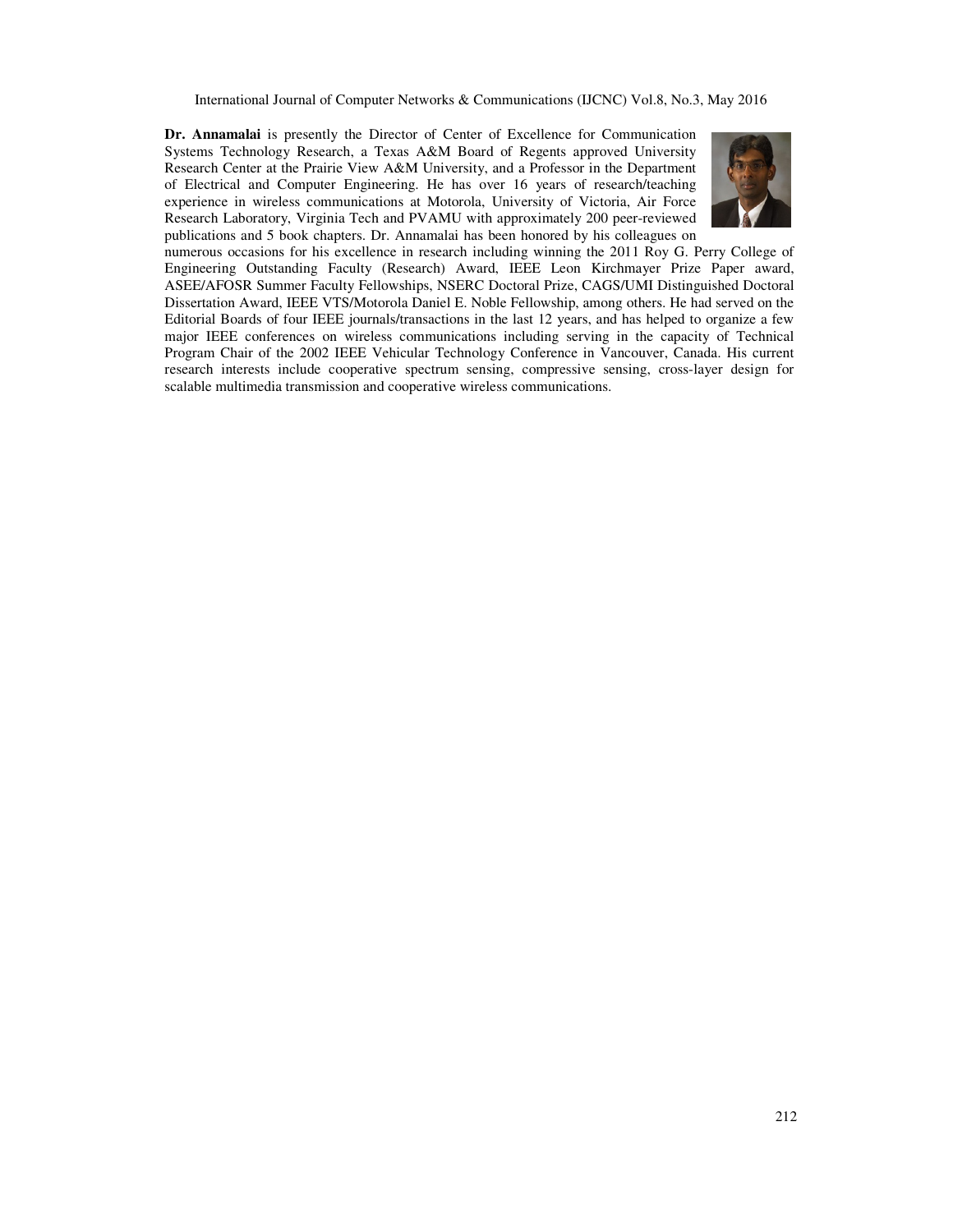**Dr. Annamalai** is presently the Director of Center of Excellence for Communication Systems Technology Research, a Texas A&M Board of Regents approved University Research Center at the Prairie View A&M University, and a Professor in the Department of Electrical and Computer Engineering. He has over 16 years of research/teaching experience in wireless communications at Motorola, University of Victoria, Air Force Research Laboratory, Virginia Tech and PVAMU with approximately 200 peer-reviewed publications and 5 book chapters. Dr. Annamalai has been honored by his colleagues on numerous occasions for his excellence in research including winning the 2011 Roy G. Perry College of Engineering Outstanding Faculty (Research) Award, IEEE Leon Kirchmayer Prize Paper award, ASEE/AFOSR Summer Faculty Fellowships, NSERC Doctoral Prize, CAGS/UMI Distinguished Doctoral Dissertation Award, IEEE VTS/Motorola Daniel E. Noble Fellowship, among others. He had served on the Editorial Boards of four IEEE journals/transactions in the last 12 years, and has helped to organize a few major IEEE conferences on wireless communications including serving in the capacity of Technical Program Chair of the 2002 IEEE Vehicular Technology Conference in Vancouver, Canada. His current research interests include cooperative spectrum sensing, compressive sensing, cross-layer design for scalable multimedia transmission and cooperative wireless communications.